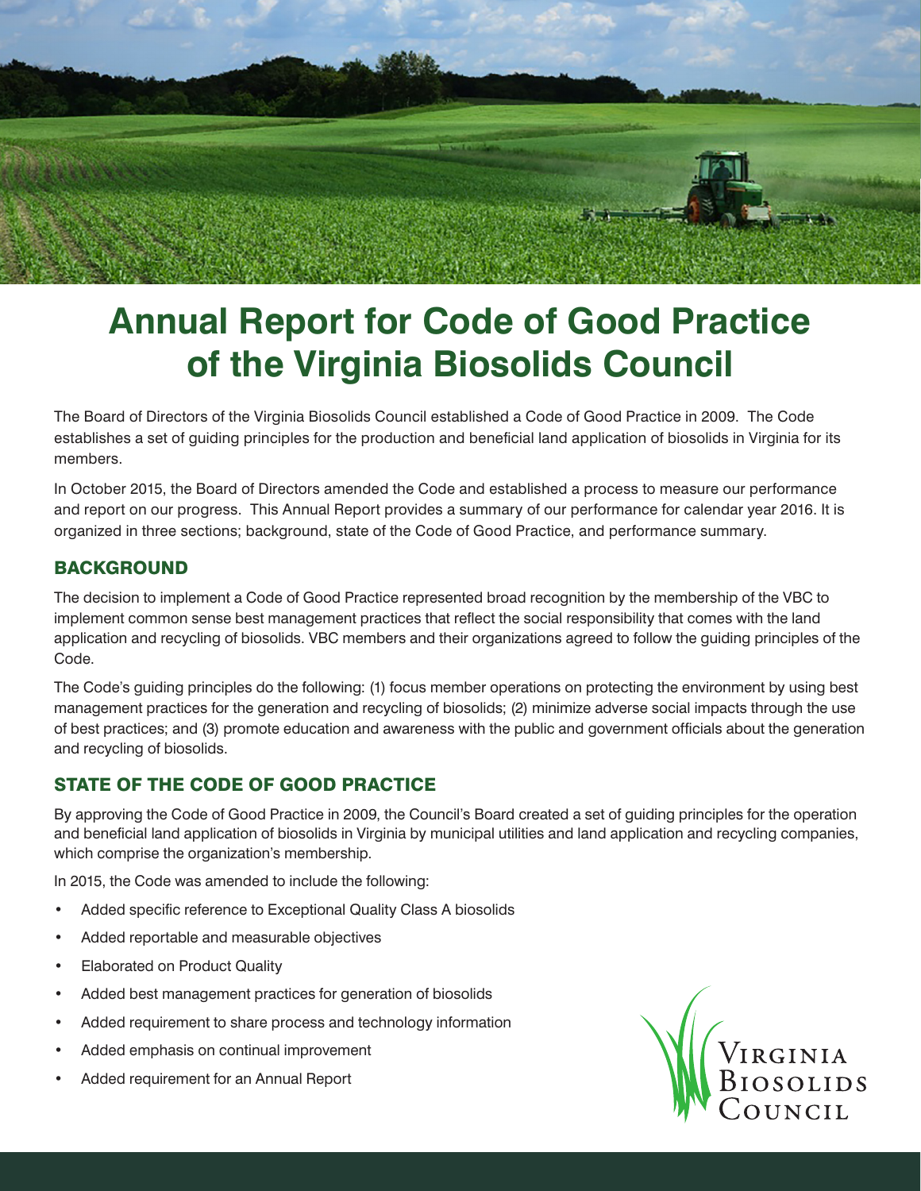# Annual Report for Code of Good Practice of the Virginia Biosolids Council

The Board of Directors of the Virginia Biosolids Council established a Code of Good Practice in 2009. The Code establishes a set of guiding principles for the production and beneficial land application of biosolids in Virginia for its members.

In October 2015, the Board of Directors amended the Code and established a process to measure our performance and report on our progress. This Annual Report provides a summary of our performance for calendar year 2016. It is organized in three sections; background, state of the Code of Good Practice, and performance summary.

## BACKGROUND

The decision to implement a Code of Good Practice represented broad recognition by the membership of the VBC to implement common sense best management practices that reflect the social responsibility that comes with the land application and recycling of biosolids. VBC members and their organizations agreed to follow the guiding principles of the Code.

The Code's guiding principles do the following: (1) focus member operations on protecting the environment by using best management practices for the generation and recycling of biosolids; (2) minimize adverse social impacts through the use of best practices; and (3) promote education and awareness with the public and government officials about the generation and recycling of biosolids.

## STATE OF THE CODE OF GOOD PRACTICE

By approving the Code of Good Practice in 2009, the Council's Board created a set of guiding principles for the operation and beneficial land application of biosolids in Virginia by municipal utilities and land application and recycling companies, which comprise the organization's membership.

In 2015, the Code was amended to include the following:

- Added specific reference to Exceptional Quality Class A biosolids
- Added reportable and measurable objectives
- Elaborated on Product Quality
- Added best management practices for generation of biosolids
- Added requirement to share process and technology information
- Added emphasis on continual improvement
- Added requirement for an Annual Report

Virginia Biosolids Council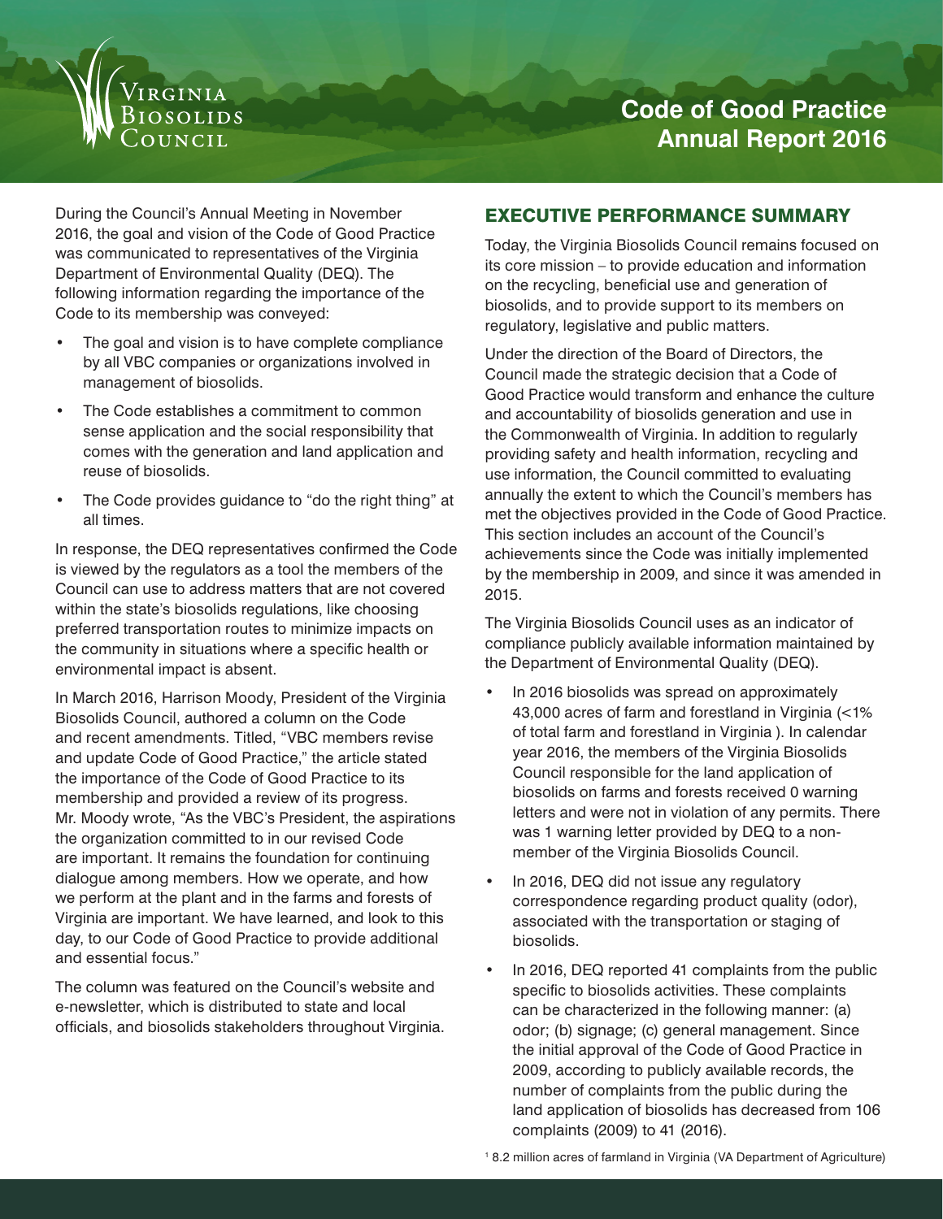# Virginia Biosolids Council

## Code of Good Practice Annual Report 2016

During the Council's Annual Meeting in November 2016, the goal and vision of the Code of Good Practice was communicated to representatives of the Virginia Department of Environmental Quality (DEQ). The following information regarding the importance of the Code to its membership was conveyed:

- The goal and vision is to have complete compliance by all VBC companies or organizations involved in management of biosolids.
- The Code establishes a commitment to common sense application and the social responsibility that comes with the generation and land application and reuse of biosolids.
- The Code provides guidance to "do the right thing" at all times.

In response, the DEQ representatives confirmed the Code is viewed by the regulators as a tool the members of the Council can use to address matters that are not covered within the state's biosolids regulations, like choosing preferred transportation routes to minimize impacts on the community in situations where a specific health or environmental impact is absent.

In March 2016, Harrison Moody, President of the Virginia Biosolids Council, authored a column on the Code and recent amendments. Titled, "VBC members revise and update Code of Good Practice," the article stated the importance of the Code of Good Practice to its membership and provided a review of its progress. Mr. Moody wrote, "As the VBC's President, the aspirations the organization committed to in our revised Code are important. It remains the foundation for continuing dialogue among members. How we operate, and how we perform at the plant and in the farms and forests of Virginia are important. We have learned, and look to this day, to our Code of Good Practice to provide additional and essential focus."

The column was featured on the Council's website and e-newsletter, which is distributed to state and local officials, and biosolids stakeholders throughout Virginia.

## EXECUTIVE PERFORMANCE SUMMARY

Today, the Virginia Biosolids Council remains focused on its core mission – to provide education and information on the recycling, beneficial use and generation of biosolids, and to provide support to its members on regulatory, legislative and public matters.

Under the direction of the Board of Directors, the Council made the strategic decision that a Code of Good Practice would transform and enhance the culture and accountability of biosolids generation and use in the Commonwealth of Virginia. In addition to regularly providing safety and health information, recycling and use information, the Council committed to evaluating annually the extent to which the Council's members has met the objectives provided in the Code of Good Practice. This section includes an account of the Council's achievements since the Code was initially implemented by the membership in 2009, and since it was amended in 2015.

The Virginia Biosolids Council uses as an indicator of compliance publicly available information maintained by the Department of Environmental Quality (DEQ).

- In 2016 biosolids was spread on approximately 43,000 acres of farm and forestland in Virginia (<1% of total farm and forestland in Virginia ). In calendar year 2016, the members of the Virginia Biosolids Council responsible for the land application of biosolids on farms and forests received 0 warning letters and were not in violation of any permits. There was 1 warning letter provided by DEQ to a non-member of the Virginia Biosolids Council.
- In 2016, DEQ did not issue any regulatory correspondence regarding product quality (odor), associated with the transportation or staging of biosolids.
- In 2016, DEQ reported 41 complaints from the public specific to biosolids activities. These complaints can be characterized in the following manner: (a) odor; (b) signage; (c) general management. Since the initial approval of the Code of Good Practice in 2009, according to publicly available records, the number of complaints from the public during the land application of biosolids has decreased from 106 complaints (2009) to 41 (2016).

[1] 8.2 million acres of farmland in Virginia (VA Department of Agriculture)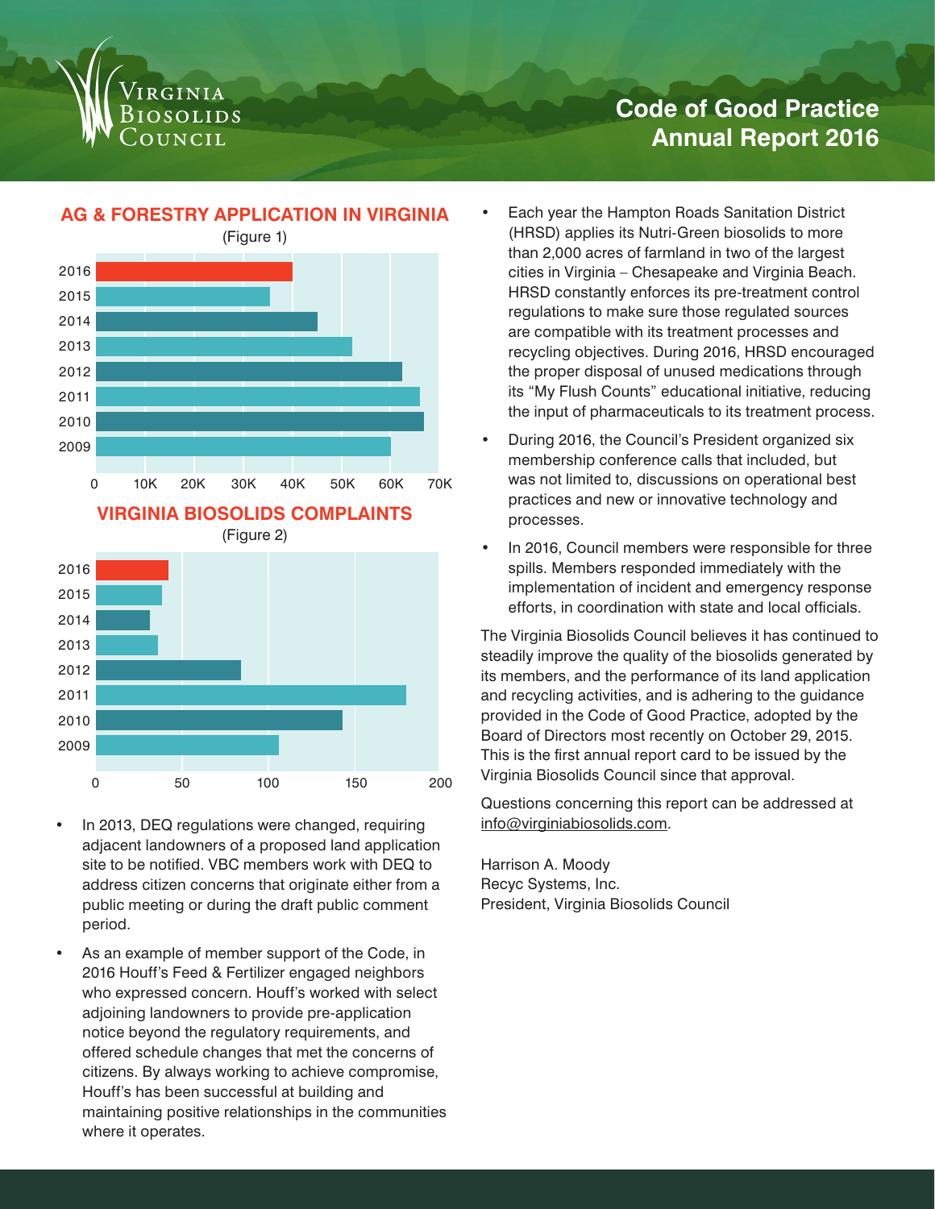Virginia Biosolids Council

# Code of Good Practice Annual Report 2016

## AG & FORESTRY APPLICATION IN VIRGINIA

(Figure 1)

## VIRGINIA BIOSOLIDS COMPLAINTS

(Figure 2)

- In 2013, DEQ regulations were changed, requiring adjacent landowners of a proposed land application site to be notified. VBC members work with DEQ to address citizen concerns that originate either from a public meeting or during the draft public comment period.
- As an example of member support of the Code, in 2016 Houff's Feed & Fertilizer engaged neighbors who expressed concern. Houff's worked with select adjoining landowners to provide pre-application notice beyond the regulatory requirements, and offered schedule changes that met the concerns of citizens. By always working to achieve compromise, Houff's has been successful at building and maintaining positive relationships in the communities where it operates.
- Each year the Hampton Roads Sanitation District (HRSD) applies its Nutri-Green biosolids to more than 2,000 acres of farmland in two of the largest cities in Virginia – Chesapeake and Virginia Beach. HRSD constantly enforces its pre-treatment control regulations to make sure those regulated sources are compatible with its treatment processes and recycling objectives. During 2016, HRSD encouraged the proper disposal of unused medications through its "My Flush Counts" educational initiative, reducing the input of pharmaceuticals to its treatment process.
- During 2016, the Council's President organized six membership conference calls that included, but was not limited to, discussions on operational best practices and new or innovative technology and processes.
- In 2016, Council members were responsible for three spills. Members responded immediately with the implementation of incident and emergency response efforts, in coordination with state and local officials.

The Virginia Biosolids Council believes it has continued to steadily improve the quality of the biosolids generated by its members, and the performance of its land application and recycling activities, and is adhering to the guidance provided in the Code of Good Practice, adopted by the Board of Directors most recently on October 29, 2015. This is the first annual report card to be issued by the Virginia Biosolids Council since that approval.

Questions concerning this report can be addressed at info@virginiabiosolids.com.

Harrison A. Moody
Recyc Systems, Inc.
President, Virginia Biosolids Council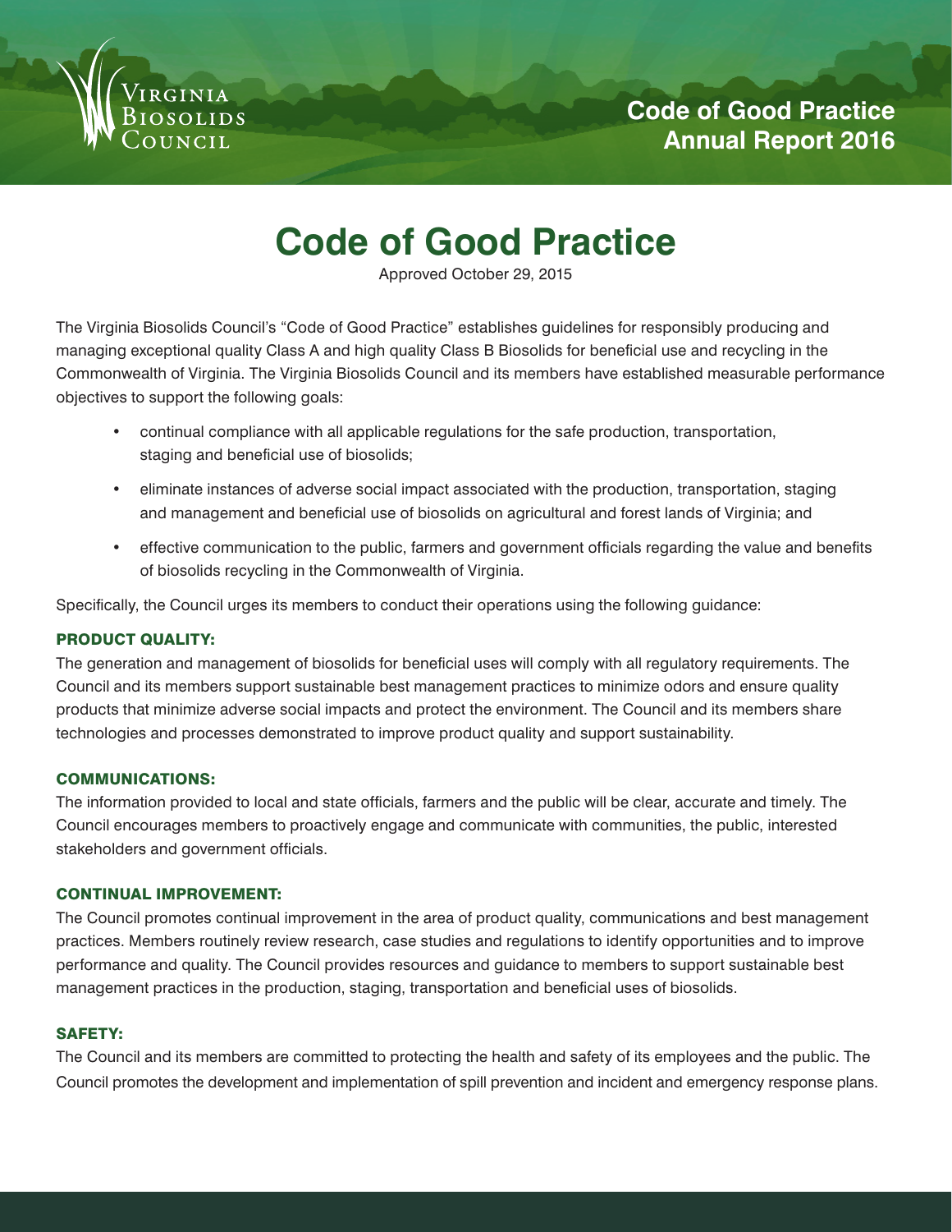Virginia Biosolids Council

**Code of Good Practice Annual Report 2016**

# Code of Good Practice

Approved October 29, 2015

The Virginia Biosolids Council's "Code of Good Practice" establishes guidelines for responsibly producing and managing exceptional quality Class A and high quality Class B Biosolids for beneficial use and recycling in the Commonwealth of Virginia. The Virginia Biosolids Council and its members have established measurable performance objectives to support the following goals:

- continual compliance with all applicable regulations for the safe production, transportation, staging and beneficial use of biosolids;
- eliminate instances of adverse social impact associated with the production, transportation, staging and management and beneficial use of biosolids on agricultural and forest lands of Virginia; and
- effective communication to the public, farmers and government officials regarding the value and benefits of biosolids recycling in the Commonwealth of Virginia.

Specifically, the Council urges its members to conduct their operations using the following guidance:

## PRODUCT QUALITY:

The generation and management of biosolids for beneficial uses will comply with all regulatory requirements. The Council and its members support sustainable best management practices to minimize odors and ensure quality products that minimize adverse social impacts and protect the environment. The Council and its members share technologies and processes demonstrated to improve product quality and support sustainability.

## COMMUNICATIONS:

The information provided to local and state officials, farmers and the public will be clear, accurate and timely. The Council encourages members to proactively engage and communicate with communities, the public, interested stakeholders and government officials.

## CONTINUAL IMPROVEMENT:

The Council promotes continual improvement in the area of product quality, communications and best management practices. Members routinely review research, case studies and regulations to identify opportunities and to improve performance and quality. The Council provides resources and guidance to members to support sustainable best management practices in the production, staging, transportation and beneficial uses of biosolids.

## SAFETY:

The Council and its members are committed to protecting the health and safety of its employees and the public. The Council promotes the development and implementation of spill prevention and incident and emergency response plans.